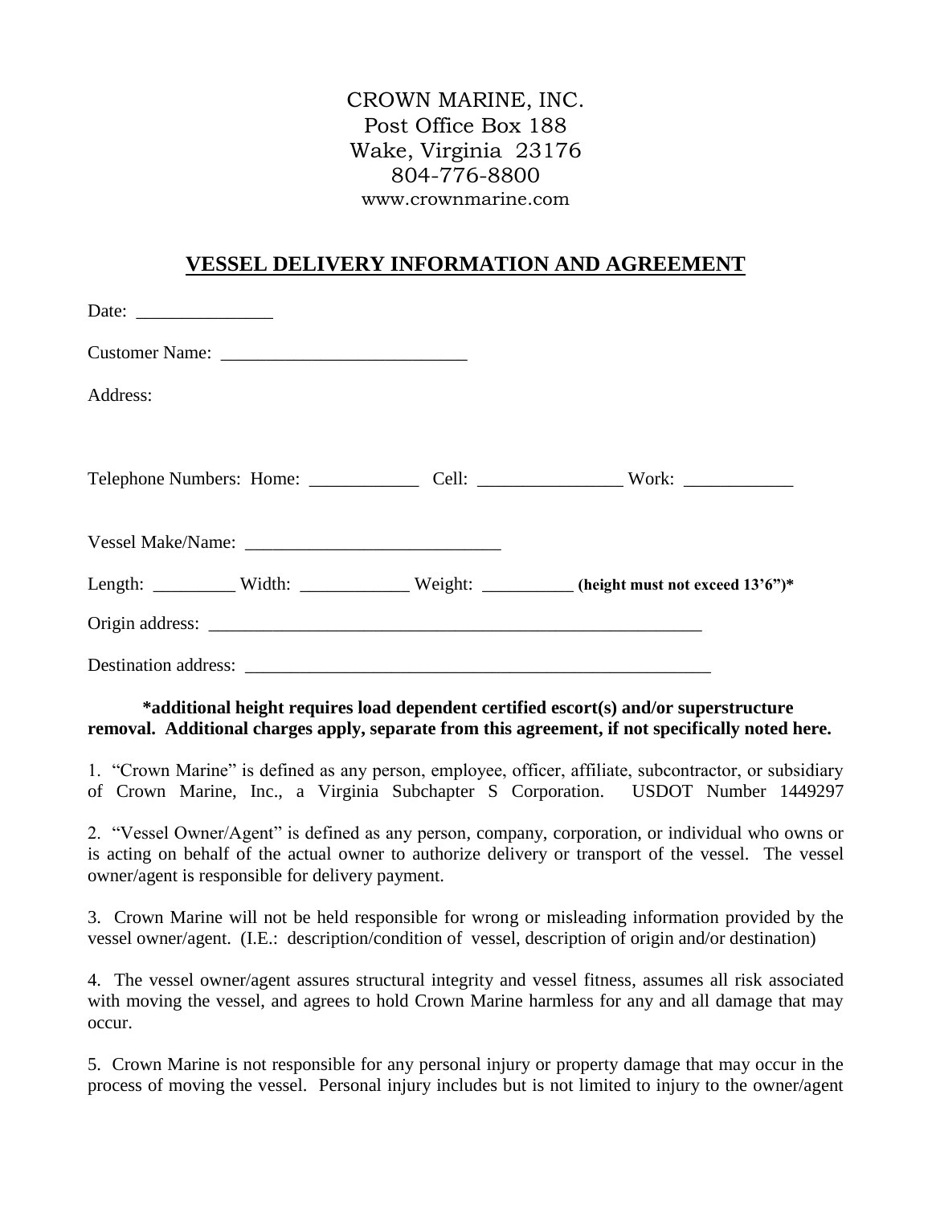CROWN MARINE, INC.
Post Office Box 188
Wake, Virginia 23176
804-776-8800
www.crownmarine.com

## VESSEL DELIVERY INFORMATION AND AGREEMENT

Date: _______________

Customer Name: ___________________________

Address:

Telephone Numbers: Home: ____________ Cell: ________________ Work: ____________

Vessel Make/Name: ____________________________

Length: _________ Width: ____________ Weight: __________ **(height must not exceed 13'6")***

Origin address: ________________________________________________________

Destination address: ______________________________________________________

**\*additional height requires load dependent certified escort(s) and/or superstructure removal. Additional charges apply, separate from this agreement, if not specifically noted here.**

1. "Crown Marine" is defined as any person, employee, officer, affiliate, subcontractor, or subsidiary of Crown Marine, Inc., a Virginia Subchapter S Corporation. USDOT Number 1449297

2. "Vessel Owner/Agent" is defined as any person, company, corporation, or individual who owns or is acting on behalf of the actual owner to authorize delivery or transport of the vessel. The vessel owner/agent is responsible for delivery payment.

3. Crown Marine will not be held responsible for wrong or misleading information provided by the vessel owner/agent. (I.E.: description/condition of vessel, description of origin and/or destination)

4. The vessel owner/agent assures structural integrity and vessel fitness, assumes all risk associated with moving the vessel, and agrees to hold Crown Marine harmless for any and all damage that may occur.

5. Crown Marine is not responsible for any personal injury or property damage that may occur in the process of moving the vessel. Personal injury includes but is not limited to injury to the owner/agent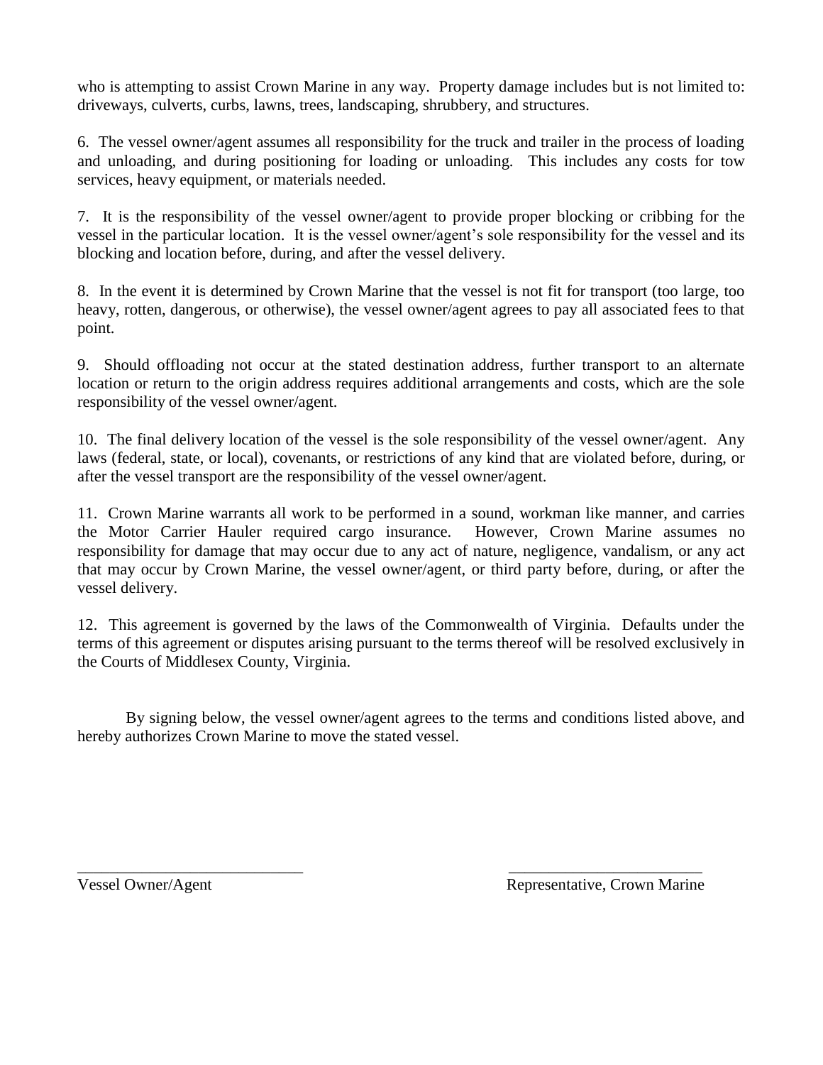who is attempting to assist Crown Marine in any way. Property damage includes but is not limited to: driveways, culverts, curbs, lawns, trees, landscaping, shrubbery, and structures.

6. The vessel owner/agent assumes all responsibility for the truck and trailer in the process of loading and unloading, and during positioning for loading or unloading. This includes any costs for tow services, heavy equipment, or materials needed.

7. It is the responsibility of the vessel owner/agent to provide proper blocking or cribbing for the vessel in the particular location. It is the vessel owner/agent's sole responsibility for the vessel and its blocking and location before, during, and after the vessel delivery.

8. In the event it is determined by Crown Marine that the vessel is not fit for transport (too large, too heavy, rotten, dangerous, or otherwise), the vessel owner/agent agrees to pay all associated fees to that point.

9. Should offloading not occur at the stated destination address, further transport to an alternate location or return to the origin address requires additional arrangements and costs, which are the sole responsibility of the vessel owner/agent.

10. The final delivery location of the vessel is the sole responsibility of the vessel owner/agent. Any laws (federal, state, or local), covenants, or restrictions of any kind that are violated before, during, or after the vessel transport are the responsibility of the vessel owner/agent.

11. Crown Marine warrants all work to be performed in a sound, workman like manner, and carries the Motor Carrier Hauler required cargo insurance. However, Crown Marine assumes no responsibility for damage that may occur due to any act of nature, negligence, vandalism, or any act that may occur by Crown Marine, the vessel owner/agent, or third party before, during, or after the vessel delivery.

12. This agreement is governed by the laws of the Commonwealth of Virginia. Defaults under the terms of this agreement or disputes arising pursuant to the terms thereof will be resolved exclusively in the Courts of Middlesex County, Virginia.

By signing below, the vessel owner/agent agrees to the terms and conditions listed above, and hereby authorizes Crown Marine to move the stated vessel.

____________________________ ________________________

Vessel Owner/Agent Representative, Crown Marine